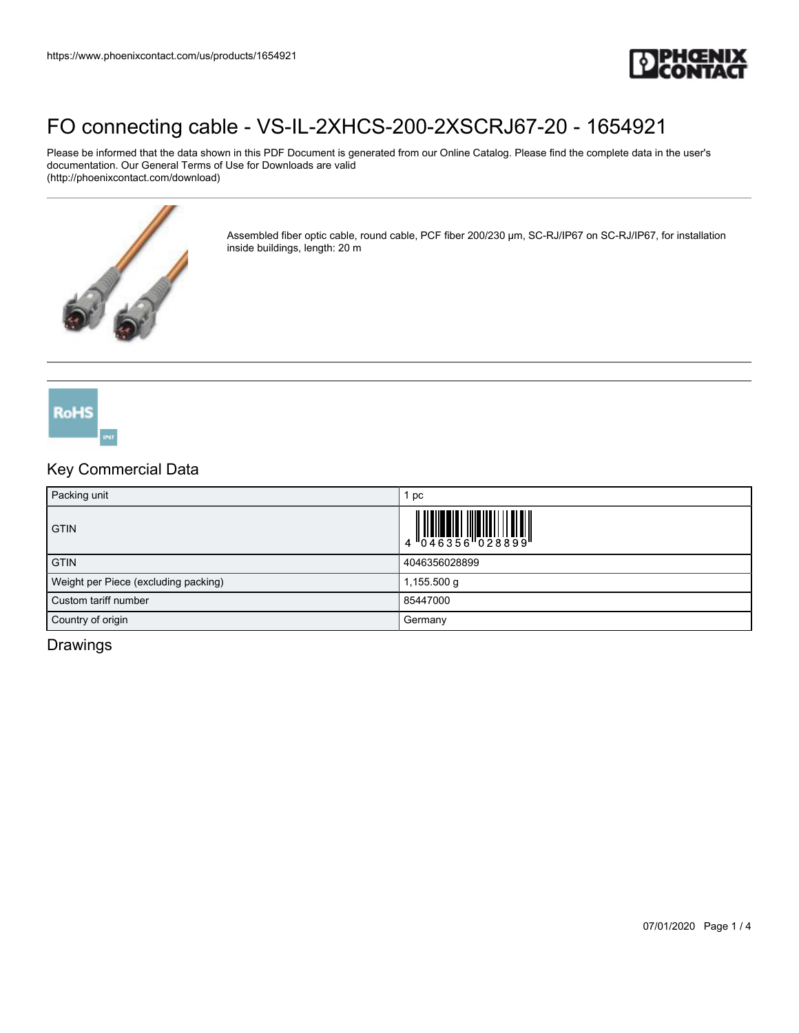# FO connecting cable - VS-IL-2XHCS-200-2XSCRJ67-20 - 1654921

Please be informed that the data shown in this PDF Document is generated from our Online Catalog. Please find the complete data in the user's documentation. Our General Terms of Use for Downloads are valid (http://phoenixcontact.com/download)

Assembled fiber optic cable, round cable, PCF fiber 200/230 µm, SC-RJ/IP67 on SC-RJ/IP67, for installation inside buildings, length: 20 m

## Key Commercial Data

| Packing unit | 1 pc |
|---|---|
| GTIN | 4 046356 028899 |
| GTIN | 4046356028899 |
| Weight per Piece (excluding packing) | 1,155.500 g |
| Custom tariff number | 85447000 |
| Country of origin | Germany |

## Drawings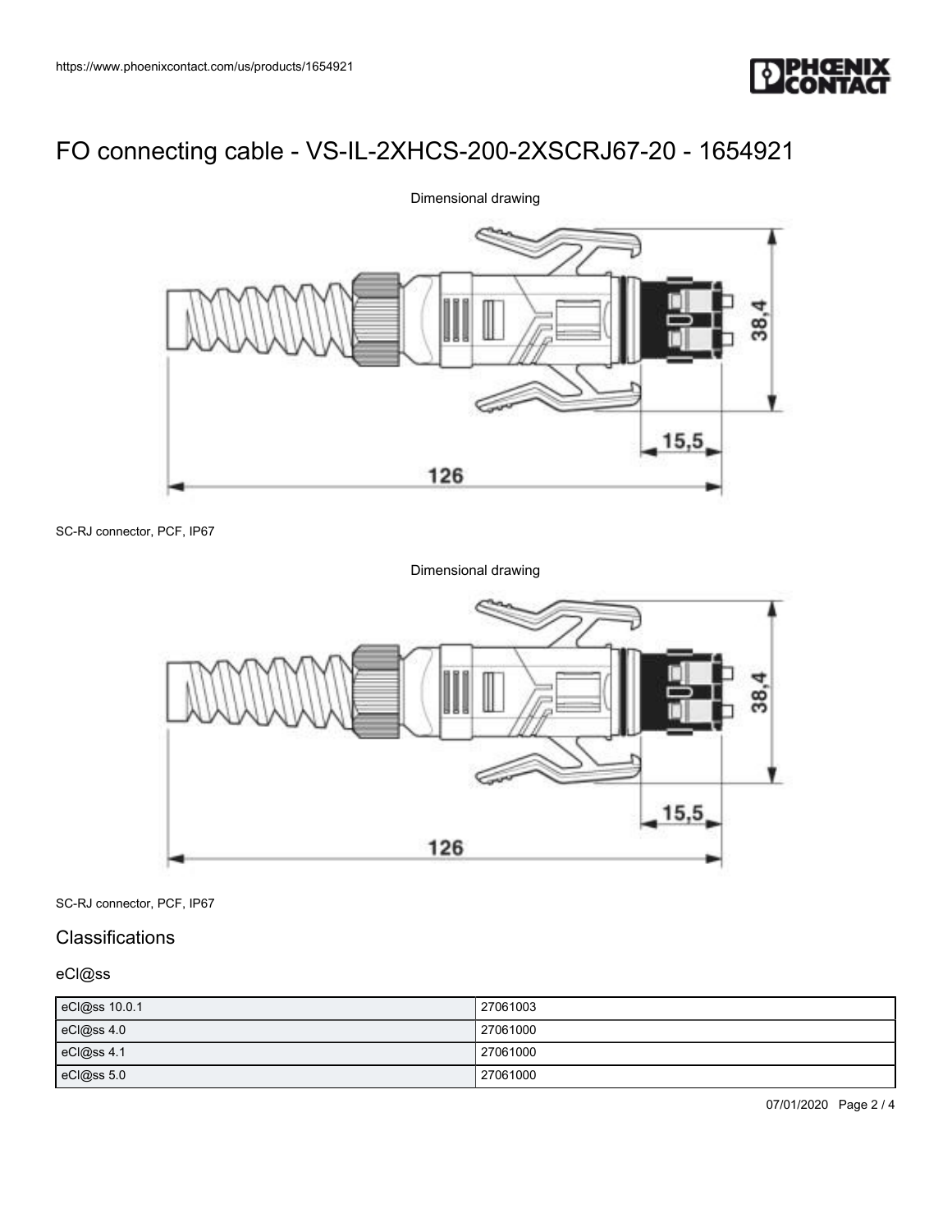# FO connecting cable - VS-IL-2XHCS-200-2XSCRJ67-20 - 1654921

Dimensional drawing

SC-RJ connector, PCF, IP67

Dimensional drawing

SC-RJ connector, PCF, IP67

## Classifications

### eCl@ss

| eCl@ss 10.0.1 | 27061003 |
|---|---|
| eCl@ss 4.0 | 27061000 |
| eCl@ss 4.1 | 27061000 |
| eCl@ss 5.0 | 27061000 |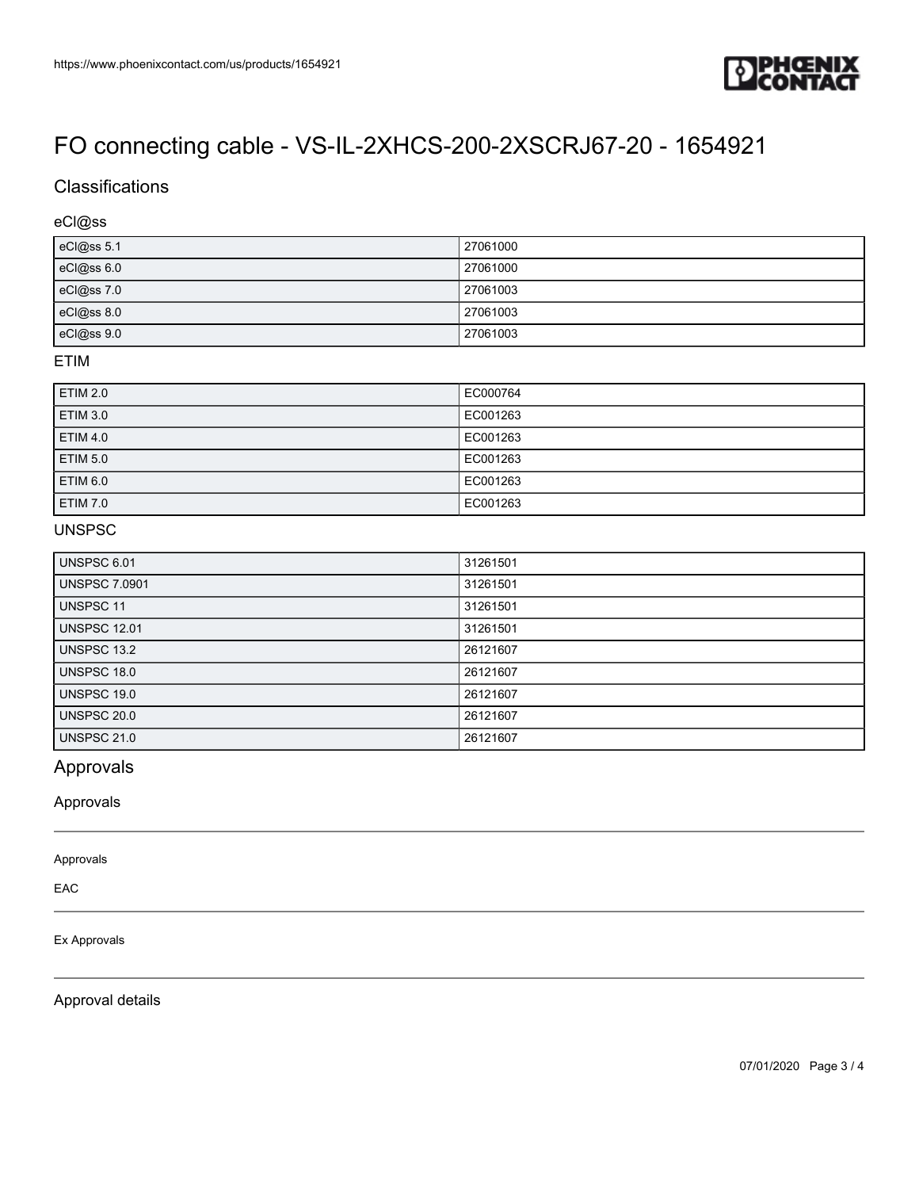# FO connecting cable - VS-IL-2XHCS-200-2XSCRJ67-20 - 1654921

## Classifications

### eCl@ss

| | |
|---|---|
| eCl@ss 5.1 | 27061000 |
| eCl@ss 6.0 | 27061000 |
| eCl@ss 7.0 | 27061003 |
| eCl@ss 8.0 | 27061003 |
| eCl@ss 9.0 | 27061003 |

### ETIM

| | |
|---|---|
| ETIM 2.0 | EC000764 |
| ETIM 3.0 | EC001263 |
| ETIM 4.0 | EC001263 |
| ETIM 5.0 | EC001263 |
| ETIM 6.0 | EC001263 |
| ETIM 7.0 | EC001263 |

### UNSPSC

| | |
|---|---|
| UNSPSC 6.01 | 31261501 |
| UNSPSC 7.0901 | 31261501 |
| UNSPSC 11 | 31261501 |
| UNSPSC 12.01 | 31261501 |
| UNSPSC 13.2 | 26121607 |
| UNSPSC 18.0 | 26121607 |
| UNSPSC 19.0 | 26121607 |
| UNSPSC 20.0 | 26121607 |
| UNSPSC 21.0 | 26121607 |

## Approvals

### Approvals

Approvals

EAC

Ex Approvals

### Approval details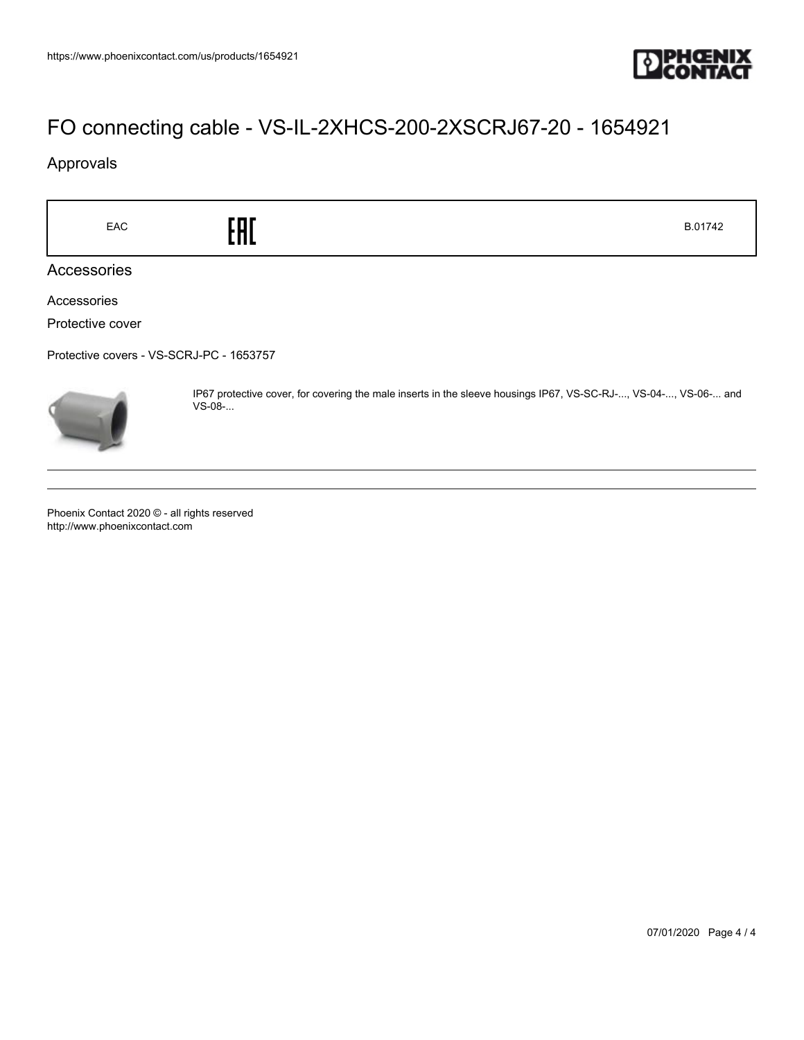# FO connecting cable - VS-IL-2XHCS-200-2XSCRJ67-20 - 1654921

## Approvals

| | | |
|---|---|---|
| EAC | EAC | B.01742 |

## Accessories

Accessories

Protective cover

Protective covers - VS-SCRJ-PC - 1653757

IP67 protective cover, for covering the male inserts in the sleeve housings IP67, VS-SC-RJ-..., VS-04-..., VS-06-... and VS-08-...

Phoenix Contact 2020 © - all rights reserved
http://www.phoenixcontact.com